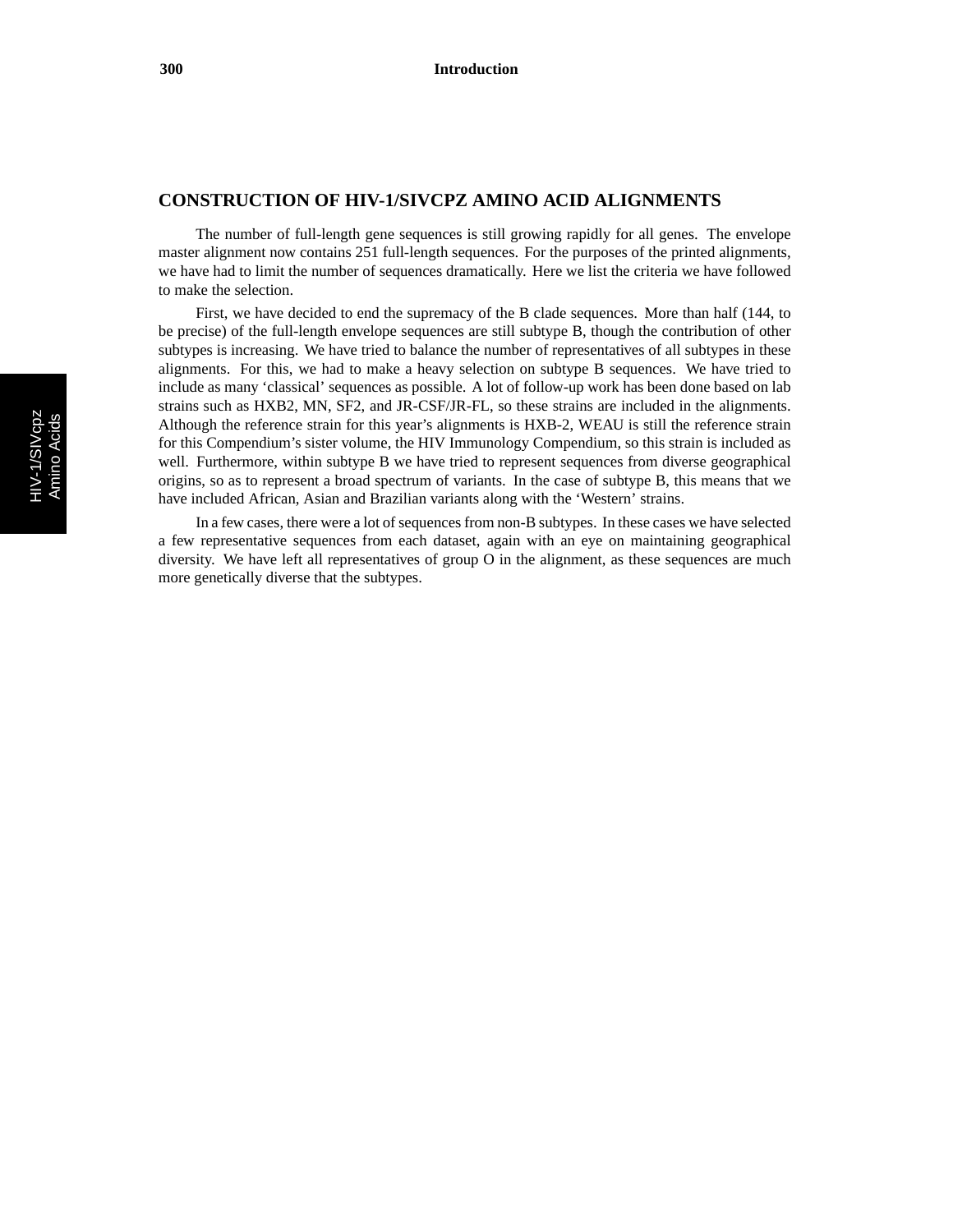# CONSTRUCTION OF HIV-1/SIVCPZ AMINO ACID ALIGNMENTS

The number of full-length gene sequences is still growing rapidly for all genes. The envelope master alignment now contains 251 full-length sequences. For the purposes of the printed alignments, we have had to limit the number of sequences dramatically. Here we list the criteria we have followed to make the selection.

First, we have decided to end the supremacy of the B clade sequences. More than half (144, to be precise) of the full-length envelope sequences are still subtype B, though the contribution of other subtypes is increasing. We have tried to balance the number of representatives of all subtypes in these alignments. For this, we had to make a heavy selection on subtype B sequences. We have tried to include as many 'classical' sequences as possible. A lot of follow-up work has been done based on lab strains such as HXB2, MN, SF2, and JR-CSF/JR-FL, so these strains are included in the alignments. Although the reference strain for this year's alignments is HXB-2, WEAU is still the reference strain for this Compendium's sister volume, the HIV Immunology Compendium, so this strain is included as well. Furthermore, within subtype B we have tried to represent sequences from diverse geographical origins, so as to represent a broad spectrum of variants. In the case of subtype B, this means that we have included African, Asian and Brazilian variants along with the 'Western' strains.

In a few cases, there were a lot of sequences from non-B subtypes. In these cases we have selected a few representative sequences from each dataset, again with an eye on maintaining geographical diversity. We have left all representatives of group O in the alignment, as these sequences are much more genetically diverse that the subtypes.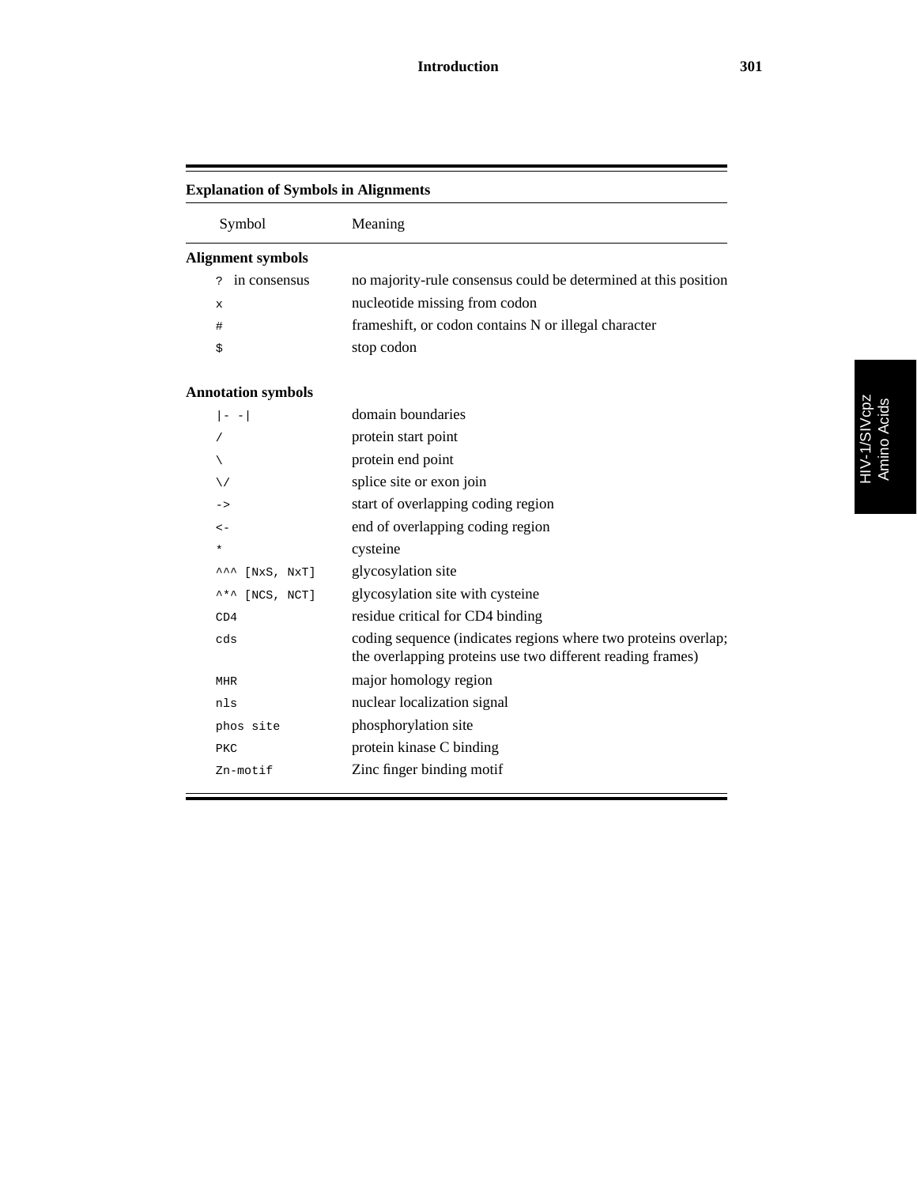**Explanation of Symbols in Alignments**

| Symbol | Meaning |
|---|---|
| **Alignment symbols** | |
| `?` in consensus | no majority-rule consensus could be determined at this position |
| `x` | nucleotide missing from codon |
| `#` | frameshift, or codon contains N or illegal character |
| `$` | stop codon |
| | |
| **Annotation symbols** | |
| `|- -|` | domain boundaries |
| `/` | protein start point |
| `\` | protein end point |
| `\/` | splice site or exon join |
| `->` | start of overlapping coding region |
| `<-` | end of overlapping coding region |
| `*` | cysteine |
| `^^^ [NxS, NxT]` | glycosylation site |
| `^*^ [NCS, NCT]` | glycosylation site with cysteine |
| `CD4` | residue critical for CD4 binding |
| `cds` | coding sequence (indicates regions where two proteins overlap; the overlapping proteins use two different reading frames) |
| `MHR` | major homology region |
| `nls` | nuclear localization signal |
| `phos site` | phosphorylation site |
| `PKC` | protein kinase C binding |
| `Zn-motif` | Zinc finger binding motif |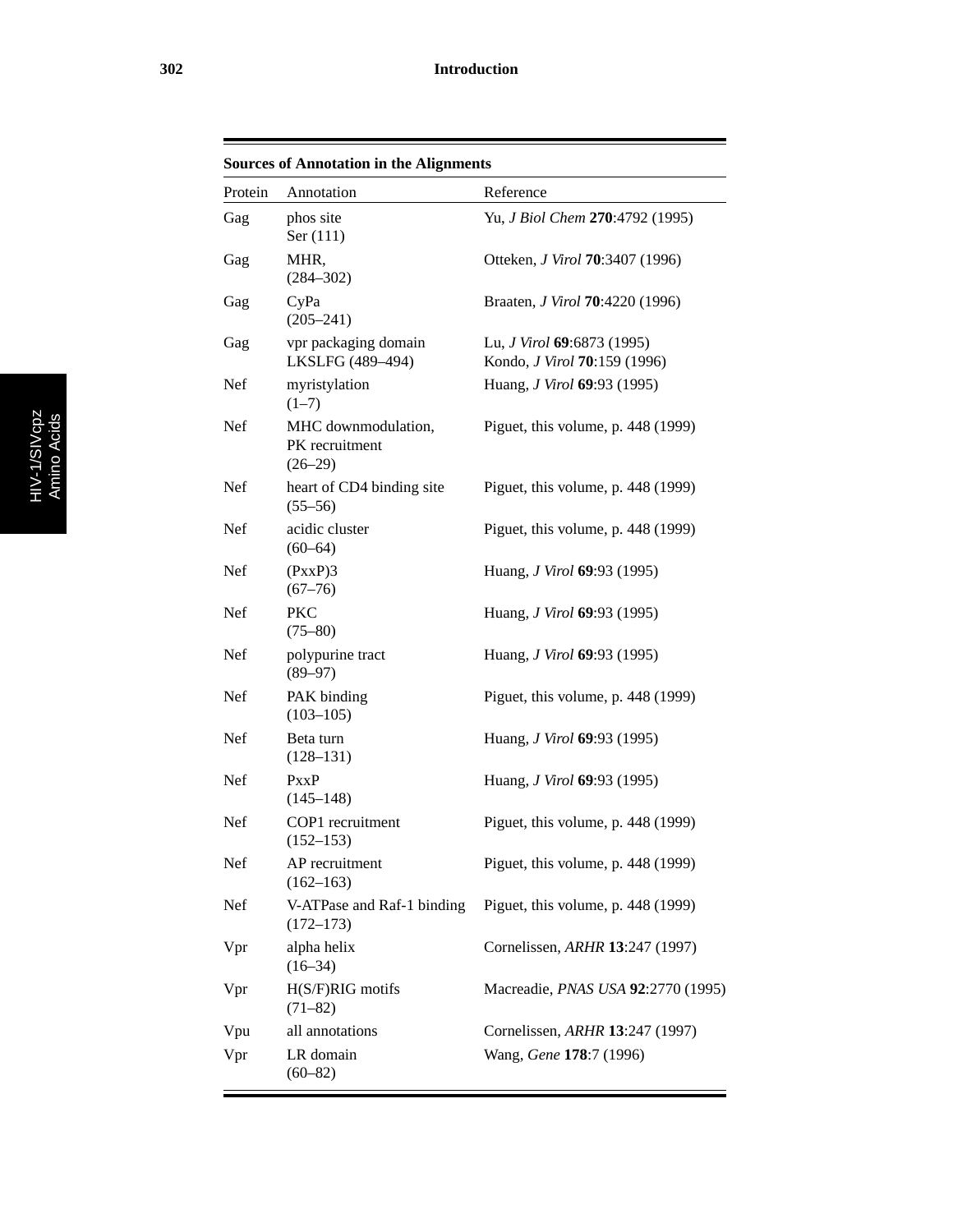**Sources of Annotation in the Alignments**

| Protein | Annotation | Reference |
|---|---|---|
| Gag | phos site Ser (111) | Yu, *J Biol Chem* **270**:4792 (1995) |
| Gag | MHR, (284–302) | Otteken, *J Virol* **70**:3407 (1996) |
| Gag | CyPa (205–241) | Braaten, *J Virol* **70**:4220 (1996) |
| Gag | vpr packaging domain LKSLFG (489–494) | Lu, *J Virol* **69**:6873 (1995) Kondo, *J Virol* **70**:159 (1996) |
| Nef | myristylation (1–7) | Huang, *J Virol* **69**:93 (1995) |
| Nef | MHC downmodulation, PK recruitment (26–29) | Piguet, this volume, p. 448 (1999) |
| Nef | heart of CD4 binding site (55–56) | Piguet, this volume, p. 448 (1999) |
| Nef | acidic cluster (60–64) | Piguet, this volume, p. 448 (1999) |
| Nef | (PxxP)3 (67–76) | Huang, *J Virol* **69**:93 (1995) |
| Nef | PKC (75–80) | Huang, *J Virol* **69**:93 (1995) |
| Nef | polypurine tract (89–97) | Huang, *J Virol* **69**:93 (1995) |
| Nef | PAK binding (103–105) | Piguet, this volume, p. 448 (1999) |
| Nef | Beta turn (128–131) | Huang, *J Virol* **69**:93 (1995) |
| Nef | PxxP (145–148) | Huang, *J Virol* **69**:93 (1995) |
| Nef | COP1 recruitment (152–153) | Piguet, this volume, p. 448 (1999) |
| Nef | AP recruitment (162–163) | Piguet, this volume, p. 448 (1999) |
| Nef | V-ATPase and Raf-1 binding (172–173) | Piguet, this volume, p. 448 (1999) |
| Vpr | alpha helix (16–34) | Cornelissen, *ARHR* **13**:247 (1997) |
| Vpr | H(S/F)RIG motifs (71–82) | Macreadie, *PNAS USA* **92**:2770 (1995) |
| Vpu | all annotations | Cornelissen, *ARHR* **13**:247 (1997) |
| Vpr | LR domain (60–82) | Wang, *Gene* **178**:7 (1996) |